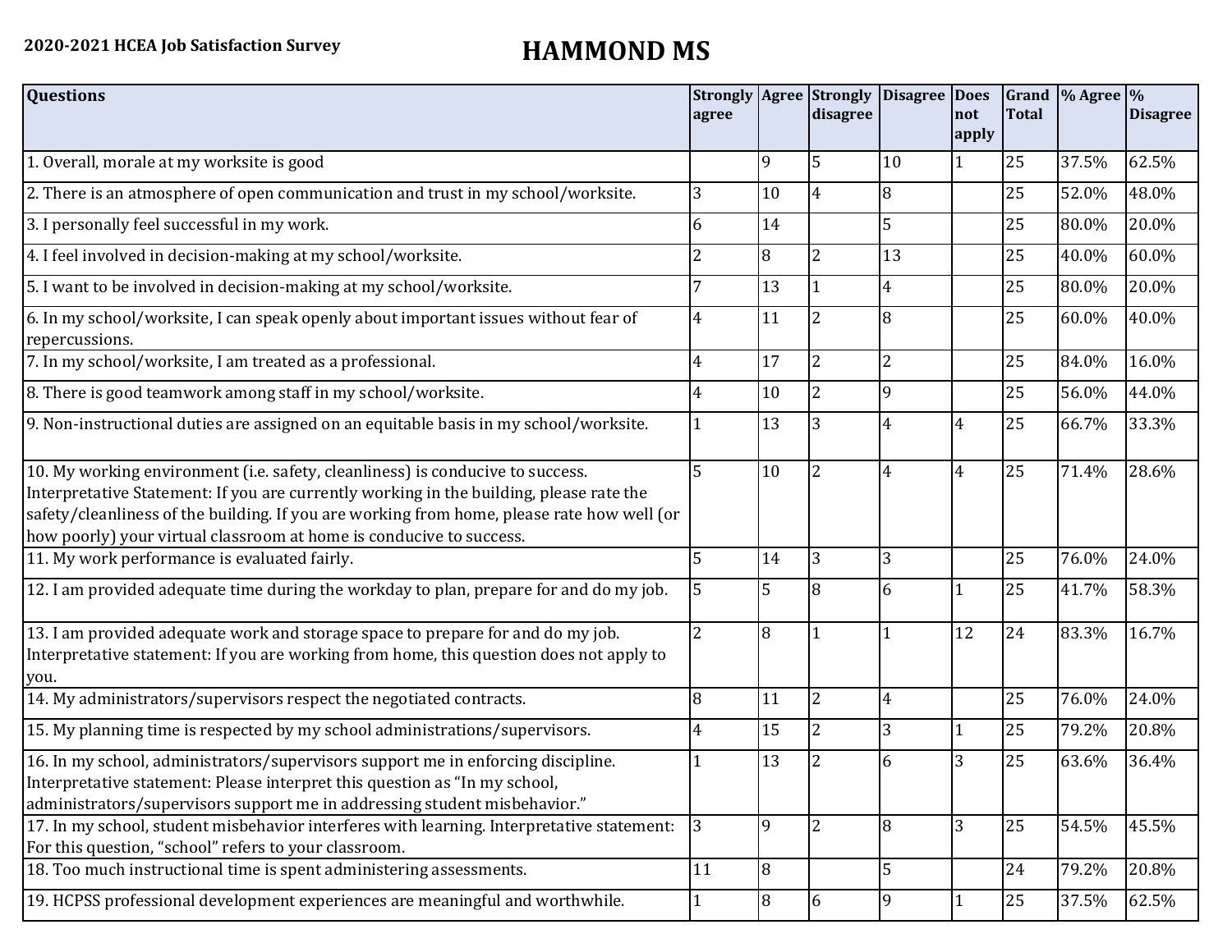**2020-2021 HCEA Job Satisfaction Survey**

# HAMMOND MS

| Questions | Strongly agree | Agree | Strongly disagree | Disagree | Does not apply | Grand Total | % Agree | % Disagree |
|---|---|---|---|---|---|---|---|---|
| 1. Overall, morale at my worksite is good | | 9 | 5 | 10 | 1 | 25 | 37.5% | 62.5% |
| 2. There is an atmosphere of open communication and trust in my school/worksite. | 3 | 10 | 4 | 8 | | 25 | 52.0% | 48.0% |
| 3. I personally feel successful in my work. | 6 | 14 | | 5 | | 25 | 80.0% | 20.0% |
| 4. I feel involved in decision-making at my school/worksite. | 2 | 8 | 2 | 13 | | 25 | 40.0% | 60.0% |
| 5. I want to be involved in decision-making at my school/worksite. | 7 | 13 | 1 | 4 | | 25 | 80.0% | 20.0% |
| 6. In my school/worksite, I can speak openly about important issues without fear of repercussions. | 4 | 11 | 2 | 8 | | 25 | 60.0% | 40.0% |
| 7. In my school/worksite, I am treated as a professional. | 4 | 17 | 2 | 2 | | 25 | 84.0% | 16.0% |
| 8. There is good teamwork among staff in my school/worksite. | 4 | 10 | 2 | 9 | | 25 | 56.0% | 44.0% |
| 9. Non-instructional duties are assigned on an equitable basis in my school/worksite. | 1 | 13 | 3 | 4 | 4 | 25 | 66.7% | 33.3% |
| 10. My working environment (i.e. safety, cleanliness) is conducive to success. Interpretative Statement: If you are currently working in the building, please rate the safety/cleanliness of the building. If you are working from home, please rate how well (or how poorly) your virtual classroom at home is conducive to success. | 5 | 10 | 2 | 4 | 4 | 25 | 71.4% | 28.6% |
| 11. My work performance is evaluated fairly. | 5 | 14 | 3 | 3 | | 25 | 76.0% | 24.0% |
| 12. I am provided adequate time during the workday to plan, prepare for and do my job. | 5 | 5 | 8 | 6 | 1 | 25 | 41.7% | 58.3% |
| 13. I am provided adequate work and storage space to prepare for and do my job. Interpretative statement: If you are working from home, this question does not apply to you. | 2 | 8 | 1 | 1 | 12 | 24 | 83.3% | 16.7% |
| 14. My administrators/supervisors respect the negotiated contracts. | 8 | 11 | 2 | 4 | | 25 | 76.0% | 24.0% |
| 15. My planning time is respected by my school administrations/supervisors. | 4 | 15 | 2 | 3 | 1 | 25 | 79.2% | 20.8% |
| 16. In my school, administrators/supervisors support me in enforcing discipline. Interpretative statement: Please interpret this question as "In my school, administrators/supervisors support me in addressing student misbehavior." | 1 | 13 | 2 | 6 | 3 | 25 | 63.6% | 36.4% |
| 17. In my school, student misbehavior interferes with learning. Interpretative statement: For this question, "school" refers to your classroom. | 3 | 9 | 2 | 8 | 3 | 25 | 54.5% | 45.5% |
| 18. Too much instructional time is spent administering assessments. | 11 | 8 | | 5 | | 24 | 79.2% | 20.8% |
| 19. HCPSS professional development experiences are meaningful and worthwhile. | 1 | 8 | 6 | 9 | 1 | 25 | 37.5% | 62.5% |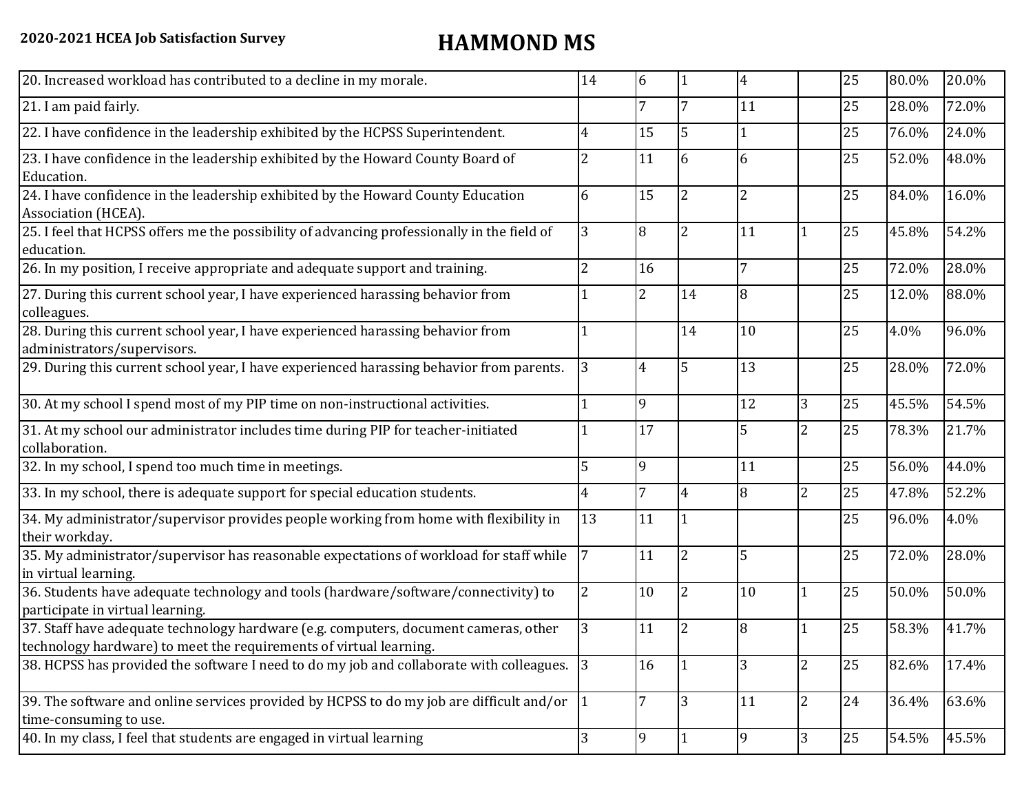**2020-2021 HCEA Job Satisfaction Survey**

# HAMMOND MS

| | | | | | | | | |
|---|---|---|---|---|---|---|---|---|
| 20. Increased workload has contributed to a decline in my morale. | 14 | 6 | 1 | 4 | | 25 | 80.0% | 20.0% |
| 21. I am paid fairly. | | 7 | 7 | 11 | | 25 | 28.0% | 72.0% |
| 22. I have confidence in the leadership exhibited by the HCPSS Superintendent. | 4 | 15 | 5 | 1 | | 25 | 76.0% | 24.0% |
| 23. I have confidence in the leadership exhibited by the Howard County Board of Education. | 2 | 11 | 6 | 6 | | 25 | 52.0% | 48.0% |
| 24. I have confidence in the leadership exhibited by the Howard County Education Association (HCEA). | 6 | 15 | 2 | 2 | | 25 | 84.0% | 16.0% |
| 25. I feel that HCPSS offers me the possibility of advancing professionally in the field of education. | 3 | 8 | 2 | 11 | 1 | 25 | 45.8% | 54.2% |
| 26. In my position, I receive appropriate and adequate support and training. | 2 | 16 | | 7 | | 25 | 72.0% | 28.0% |
| 27. During this current school year, I have experienced harassing behavior from colleagues. | 1 | 2 | 14 | 8 | | 25 | 12.0% | 88.0% |
| 28. During this current school year, I have experienced harassing behavior from administrators/supervisors. | 1 | | 14 | 10 | | 25 | 4.0% | 96.0% |
| 29. During this current school year, I have experienced harassing behavior from parents. | 3 | 4 | 5 | 13 | | 25 | 28.0% | 72.0% |
| 30. At my school I spend most of my PIP time on non-instructional activities. | 1 | 9 | | 12 | 3 | 25 | 45.5% | 54.5% |
| 31. At my school our administrator includes time during PIP for teacher-initiated collaboration. | 1 | 17 | | 5 | 2 | 25 | 78.3% | 21.7% |
| 32. In my school, I spend too much time in meetings. | 5 | 9 | | 11 | | 25 | 56.0% | 44.0% |
| 33. In my school, there is adequate support for special education students. | 4 | 7 | 4 | 8 | 2 | 25 | 47.8% | 52.2% |
| 34. My administrator/supervisor provides people working from home with flexibility in their workday. | 13 | 11 | 1 | | | 25 | 96.0% | 4.0% |
| 35. My administrator/supervisor has reasonable expectations of workload for staff while in virtual learning. | 7 | 11 | 2 | 5 | | 25 | 72.0% | 28.0% |
| 36. Students have adequate technology and tools (hardware/software/connectivity) to participate in virtual learning. | 2 | 10 | 2 | 10 | 1 | 25 | 50.0% | 50.0% |
| 37. Staff have adequate technology hardware (e.g. computers, document cameras, other technology hardware) to meet the requirements of virtual learning. | 3 | 11 | 2 | 8 | 1 | 25 | 58.3% | 41.7% |
| 38. HCPSS has provided the software I need to do my job and collaborate with colleagues. | 3 | 16 | 1 | 3 | 2 | 25 | 82.6% | 17.4% |
| 39. The software and online services provided by HCPSS to do my job are difficult and/or time-consuming to use. | 1 | 7 | 3 | 11 | 2 | 24 | 36.4% | 63.6% |
| 40. In my class, I feel that students are engaged in virtual learning | 3 | 9 | 1 | 9 | 3 | 25 | 54.5% | 45.5% |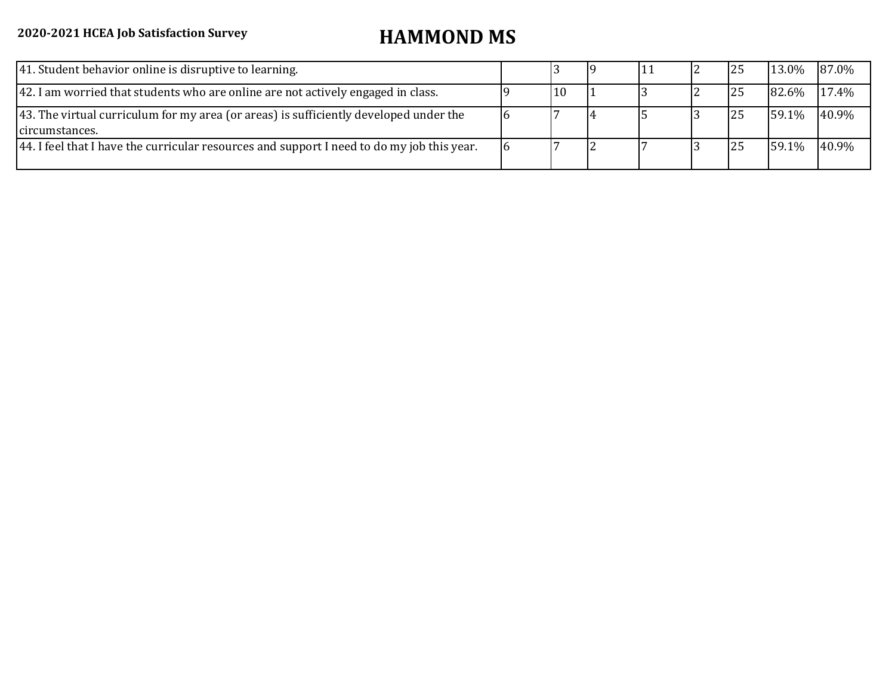**2020-2021 HCEA Job Satisfaction Survey**

# HAMMOND MS

| | | | | | | | | |
|---|---|---|---|---|---|---|---|---|
| 41. Student behavior online is disruptive to learning. | | 3 | 9 | 11 | 2 | 25 | 13.0% | 87.0% |
| 42. I am worried that students who are online are not actively engaged in class. | 9 | 10 | 1 | 3 | 2 | 25 | 82.6% | 17.4% |
| 43. The virtual curriculum for my area (or areas) is sufficiently developed under the circumstances. | 6 | 7 | 4 | 5 | 3 | 25 | 59.1% | 40.9% |
| 44. I feel that I have the curricular resources and support I need to do my job this year. | 6 | 7 | 2 | 7 | 3 | 25 | 59.1% | 40.9% |